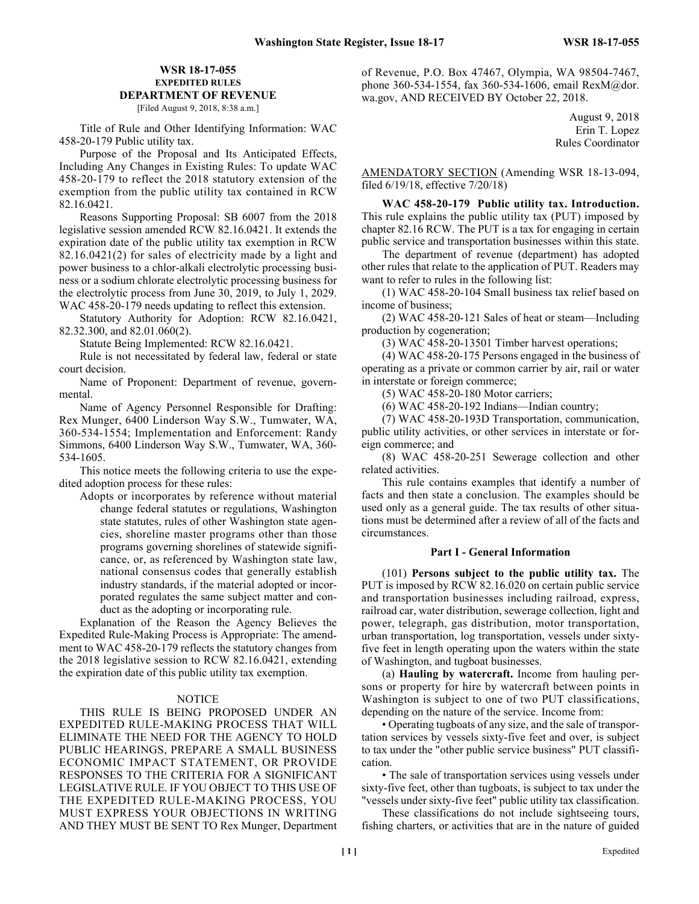# WSR 18-17-055
## EXPEDITED RULES
## DEPARTMENT OF REVENUE

[Filed August 9, 2018, 8:38 a.m.]

Title of Rule and Other Identifying Information: WAC 458-20-179 Public utility tax.

Purpose of the Proposal and Its Anticipated Effects, Including Any Changes in Existing Rules: To update WAC 458-20-179 to reflect the 2018 statutory extension of the exemption from the public utility tax contained in RCW 82.16.0421.

Reasons Supporting Proposal: SB 6007 from the 2018 legislative session amended RCW 82.16.0421. It extends the expiration date of the public utility tax exemption in RCW 82.16.0421(2) for sales of electricity made by a light and power business to a chlor-alkali electrolytic processing business or a sodium chlorate electrolytic processing business for the electrolytic process from June 30, 2019, to July 1, 2029. WAC 458-20-179 needs updating to reflect this extension.

Statutory Authority for Adoption: RCW 82.16.0421, 82.32.300, and 82.01.060(2).

Statute Being Implemented: RCW 82.16.0421.

Rule is not necessitated by federal law, federal or state court decision.

Name of Proponent: Department of revenue, governmental.

Name of Agency Personnel Responsible for Drafting: Rex Munger, 6400 Linderson Way S.W., Tumwater, WA, 360-534-1554; Implementation and Enforcement: Randy Simmons, 6400 Linderson Way S.W., Tumwater, WA, 360-534-1605.

This notice meets the following criteria to use the expedited adoption process for these rules:

Adopts or incorporates by reference without material change federal statutes or regulations, Washington state statutes, rules of other Washington state agencies, shoreline master programs other than those programs governing shorelines of statewide significance, or, as referenced by Washington state law, national consensus codes that generally establish industry standards, if the material adopted or incorporated regulates the same subject matter and conduct as the adopting or incorporating rule.

Explanation of the Reason the Agency Believes the Expedited Rule-Making Process is Appropriate: The amendment to WAC 458-20-179 reflects the statutory changes from the 2018 legislative session to RCW 82.16.0421, extending the expiration date of this public utility tax exemption.

### NOTICE

THIS RULE IS BEING PROPOSED UNDER AN EXPEDITED RULE-MAKING PROCESS THAT WILL ELIMINATE THE NEED FOR THE AGENCY TO HOLD PUBLIC HEARINGS, PREPARE A SMALL BUSINESS ECONOMIC IMPACT STATEMENT, OR PROVIDE RESPONSES TO THE CRITERIA FOR A SIGNIFICANT LEGISLATIVE RULE. IF YOU OBJECT TO THIS USE OF THE EXPEDITED RULE-MAKING PROCESS, YOU MUST EXPRESS YOUR OBJECTIONS IN WRITING AND THEY MUST BE SENT TO Rex Munger, Department of Revenue, P.O. Box 47467, Olympia, WA 98504-7467, phone 360-534-1554, fax 360-534-1606, email RexM@dor.wa.gov, AND RECEIVED BY October 22, 2018.

August 9, 2018
Erin T. Lopez
Rules Coordinator

AMENDATORY SECTION (Amending WSR 18-13-094, filed 6/19/18, effective 7/20/18)

**WAC 458-20-179 Public utility tax. Introduction.** This rule explains the public utility tax (PUT) imposed by chapter 82.16 RCW. The PUT is a tax for engaging in certain public service and transportation businesses within this state.

The department of revenue (department) has adopted other rules that relate to the application of PUT. Readers may want to refer to rules in the following list:

(1) WAC 458-20-104 Small business tax relief based on income of business;

(2) WAC 458-20-121 Sales of heat or steam—Including production by cogeneration;

(3) WAC 458-20-13501 Timber harvest operations;

(4) WAC 458-20-175 Persons engaged in the business of operating as a private or common carrier by air, rail or water in interstate or foreign commerce;

(5) WAC 458-20-180 Motor carriers;

(6) WAC 458-20-192 Indians—Indian country;

(7) WAC 458-20-193D Transportation, communication, public utility activities, or other services in interstate or foreign commerce; and

(8) WAC 458-20-251 Sewerage collection and other related activities.

This rule contains examples that identify a number of facts and then state a conclusion. The examples should be used only as a general guide. The tax results of other situations must be determined after a review of all of the facts and circumstances.

### Part I - General Information

(101) **Persons subject to the public utility tax.** The PUT is imposed by RCW 82.16.020 on certain public service and transportation businesses including railroad, express, railroad car, water distribution, sewerage collection, light and power, telegraph, gas distribution, motor transportation, urban transportation, log transportation, vessels under sixty-five feet in length operating upon the waters within the state of Washington, and tugboat businesses.

(a) **Hauling by watercraft.** Income from hauling persons or property for hire by watercraft between points in Washington is subject to one of two PUT classifications, depending on the nature of the service. Income from:

• Operating tugboats of any size, and the sale of transportation services by vessels sixty-five feet and over, is subject to tax under the "other public service business" PUT classification.

• The sale of transportation services using vessels under sixty-five feet, other than tugboats, is subject to tax under the "vessels under sixty-five feet" public utility tax classification.

These classifications do not include sightseeing tours, fishing charters, or activities that are in the nature of guided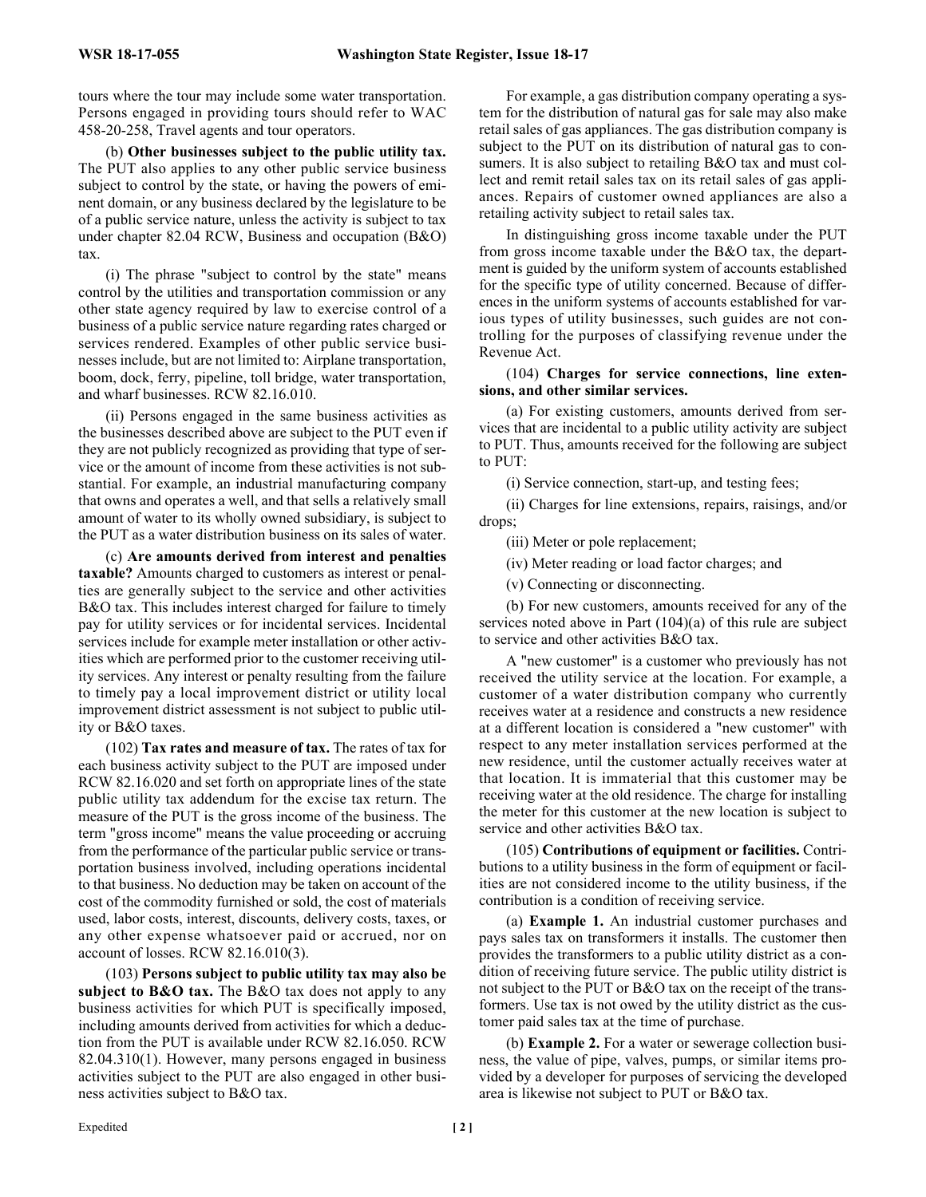tours where the tour may include some water transportation. Persons engaged in providing tours should refer to WAC 458-20-258, Travel agents and tour operators.

(b) **Other businesses subject to the public utility tax.** The PUT also applies to any other public service business subject to control by the state, or having the powers of eminent domain, or any business declared by the legislature to be of a public service nature, unless the activity is subject to tax under chapter 82.04 RCW, Business and occupation (B&O) tax.

(i) The phrase "subject to control by the state" means control by the utilities and transportation commission or any other state agency required by law to exercise control of a business of a public service nature regarding rates charged or services rendered. Examples of other public service businesses include, but are not limited to: Airplane transportation, boom, dock, ferry, pipeline, toll bridge, water transportation, and wharf businesses. RCW 82.16.010.

(ii) Persons engaged in the same business activities as the businesses described above are subject to the PUT even if they are not publicly recognized as providing that type of service or the amount of income from these activities is not substantial. For example, an industrial manufacturing company that owns and operates a well, and that sells a relatively small amount of water to its wholly owned subsidiary, is subject to the PUT as a water distribution business on its sales of water.

(c) **Are amounts derived from interest and penalties taxable?** Amounts charged to customers as interest or penalties are generally subject to the service and other activities B&O tax. This includes interest charged for failure to timely pay for utility services or for incidental services. Incidental services include for example meter installation or other activities which are performed prior to the customer receiving utility services. Any interest or penalty resulting from the failure to timely pay a local improvement district or utility local improvement district assessment is not subject to public utility or B&O taxes.

(102) **Tax rates and measure of tax.** The rates of tax for each business activity subject to the PUT are imposed under RCW 82.16.020 and set forth on appropriate lines of the state public utility tax addendum for the excise tax return. The measure of the PUT is the gross income of the business. The term "gross income" means the value proceeding or accruing from the performance of the particular public service or transportation business involved, including operations incidental to that business. No deduction may be taken on account of the cost of the commodity furnished or sold, the cost of materials used, labor costs, interest, discounts, delivery costs, taxes, or any other expense whatsoever paid or accrued, nor on account of losses. RCW 82.16.010(3).

(103) **Persons subject to public utility tax may also be subject to B&O tax.** The B&O tax does not apply to any business activities for which PUT is specifically imposed, including amounts derived from activities for which a deduction from the PUT is available under RCW 82.16.050. RCW 82.04.310(1). However, many persons engaged in business activities subject to the PUT are also engaged in other business activities subject to B&O tax.

For example, a gas distribution company operating a system for the distribution of natural gas for sale may also make retail sales of gas appliances. The gas distribution company is subject to the PUT on its distribution of natural gas to consumers. It is also subject to retailing B&O tax and must collect and remit retail sales tax on its retail sales of gas appliances. Repairs of customer owned appliances are also a retailing activity subject to retail sales tax.

In distinguishing gross income taxable under the PUT from gross income taxable under the B&O tax, the department is guided by the uniform system of accounts established for the specific type of utility concerned. Because of differences in the uniform systems of accounts established for various types of utility businesses, such guides are not controlling for the purposes of classifying revenue under the Revenue Act.

(104) **Charges for service connections, line extensions, and other similar services.**

(a) For existing customers, amounts derived from services that are incidental to a public utility activity are subject to PUT. Thus, amounts received for the following are subject to PUT:

(i) Service connection, start-up, and testing fees;

(ii) Charges for line extensions, repairs, raisings, and/or drops;

(iii) Meter or pole replacement;

(iv) Meter reading or load factor charges; and

(v) Connecting or disconnecting.

(b) For new customers, amounts received for any of the services noted above in Part (104)(a) of this rule are subject to service and other activities B&O tax.

A "new customer" is a customer who previously has not received the utility service at the location. For example, a customer of a water distribution company who currently receives water at a residence and constructs a new residence at a different location is considered a "new customer" with respect to any meter installation services performed at the new residence, until the customer actually receives water at that location. It is immaterial that this customer may be receiving water at the old residence. The charge for installing the meter for this customer at the new location is subject to service and other activities B&O tax.

(105) **Contributions of equipment or facilities.** Contributions to a utility business in the form of equipment or facilities are not considered income to the utility business, if the contribution is a condition of receiving service.

(a) **Example 1.** An industrial customer purchases and pays sales tax on transformers it installs. The customer then provides the transformers to a public utility district as a condition of receiving future service. The public utility district is not subject to the PUT or B&O tax on the receipt of the transformers. Use tax is not owed by the utility district as the customer paid sales tax at the time of purchase.

(b) **Example 2.** For a water or sewerage collection business, the value of pipe, valves, pumps, or similar items provided by a developer for purposes of servicing the developed area is likewise not subject to PUT or B&O tax.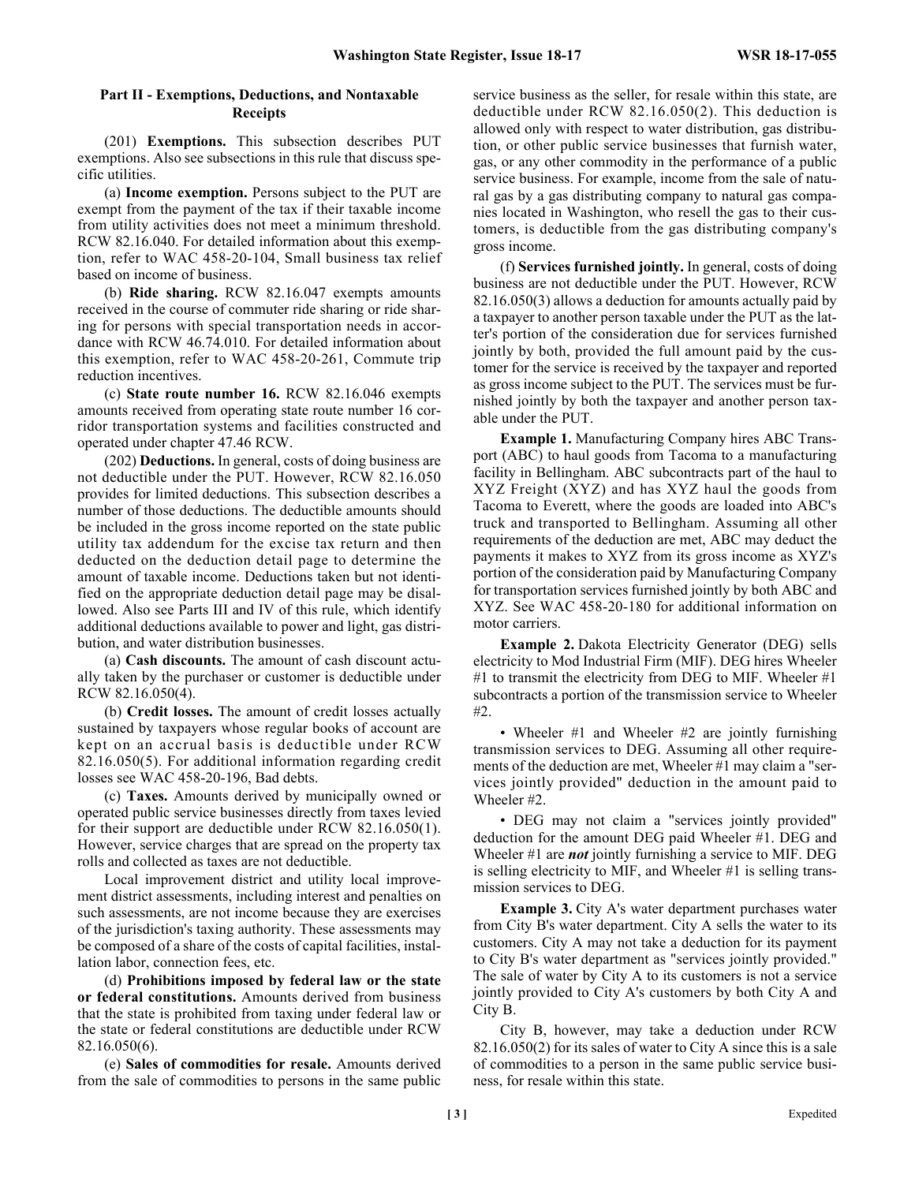## Part II - Exemptions, Deductions, and Nontaxable Receipts

(201) **Exemptions.** This subsection describes PUT exemptions. Also see subsections in this rule that discuss specific utilities.

(a) **Income exemption.** Persons subject to the PUT are exempt from the payment of the tax if their taxable income from utility activities does not meet a minimum threshold. RCW 82.16.040. For detailed information about this exemption, refer to WAC 458-20-104, Small business tax relief based on income of business.

(b) **Ride sharing.** RCW 82.16.047 exempts amounts received in the course of commuter ride sharing or ride sharing for persons with special transportation needs in accordance with RCW 46.74.010. For detailed information about this exemption, refer to WAC 458-20-261, Commute trip reduction incentives.

(c) **State route number 16.** RCW 82.16.046 exempts amounts received from operating state route number 16 corridor transportation systems and facilities constructed and operated under chapter 47.46 RCW.

(202) **Deductions.** In general, costs of doing business are not deductible under the PUT. However, RCW 82.16.050 provides for limited deductions. This subsection describes a number of those deductions. The deductible amounts should be included in the gross income reported on the state public utility tax addendum for the excise tax return and then deducted on the deduction detail page to determine the amount of taxable income. Deductions taken but not identified on the appropriate deduction detail page may be disallowed. Also see Parts III and IV of this rule, which identify additional deductions available to power and light, gas distribution, and water distribution businesses.

(a) **Cash discounts.** The amount of cash discount actually taken by the purchaser or customer is deductible under RCW 82.16.050(4).

(b) **Credit losses.** The amount of credit losses actually sustained by taxpayers whose regular books of account are kept on an accrual basis is deductible under RCW 82.16.050(5). For additional information regarding credit losses see WAC 458-20-196, Bad debts.

(c) **Taxes.** Amounts derived by municipally owned or operated public service businesses directly from taxes levied for their support are deductible under RCW 82.16.050(1). However, service charges that are spread on the property tax rolls and collected as taxes are not deductible.

Local improvement district and utility local improvement district assessments, including interest and penalties on such assessments, are not income because they are exercises of the jurisdiction's taxing authority. These assessments may be composed of a share of the costs of capital facilities, installation labor, connection fees, etc.

(d) **Prohibitions imposed by federal law or the state or federal constitutions.** Amounts derived from business that the state is prohibited from taxing under federal law or the state or federal constitutions are deductible under RCW 82.16.050(6).

(e) **Sales of commodities for resale.** Amounts derived from the sale of commodities to persons in the same public service business as the seller, for resale within this state, are deductible under RCW 82.16.050(2). This deduction is allowed only with respect to water distribution, gas distribution, or other public service businesses that furnish water, gas, or any other commodity in the performance of a public service business. For example, income from the sale of natural gas by a gas distributing company to natural gas companies located in Washington, who resell the gas to their customers, is deductible from the gas distributing company's gross income.

(f) **Services furnished jointly.** In general, costs of doing business are not deductible under the PUT. However, RCW 82.16.050(3) allows a deduction for amounts actually paid by a taxpayer to another person taxable under the PUT as the latter's portion of the consideration due for services furnished jointly by both, provided the full amount paid by the customer for the service is received by the taxpayer and reported as gross income subject to the PUT. The services must be furnished jointly by both the taxpayer and another person taxable under the PUT.

**Example 1.** Manufacturing Company hires ABC Transport (ABC) to haul goods from Tacoma to a manufacturing facility in Bellingham. ABC subcontracts part of the haul to XYZ Freight (XYZ) and has XYZ haul the goods from Tacoma to Everett, where the goods are loaded into ABC's truck and transported to Bellingham. Assuming all other requirements of the deduction are met, ABC may deduct the payments it makes to XYZ from its gross income as XYZ's portion of the consideration paid by Manufacturing Company for transportation services furnished jointly by both ABC and XYZ. See WAC 458-20-180 for additional information on motor carriers.

**Example 2.** Dakota Electricity Generator (DEG) sells electricity to Mod Industrial Firm (MIF). DEG hires Wheeler #1 to transmit the electricity from DEG to MIF. Wheeler #1 subcontracts a portion of the transmission service to Wheeler #2.

- Wheeler #1 and Wheeler #2 are jointly furnishing transmission services to DEG. Assuming all other requirements of the deduction are met, Wheeler #1 may claim a "services jointly provided" deduction in the amount paid to Wheeler #2.

- DEG may not claim a "services jointly provided" deduction for the amount DEG paid Wheeler #1. DEG and Wheeler #1 are ***not*** jointly furnishing a service to MIF. DEG is selling electricity to MIF, and Wheeler #1 is selling transmission services to DEG.

**Example 3.** City A's water department purchases water from City B's water department. City A sells the water to its customers. City A may not take a deduction for its payment to City B's water department as "services jointly provided." The sale of water by City A to its customers is not a service jointly provided to City A's customers by both City A and City B.

City B, however, may take a deduction under RCW 82.16.050(2) for its sales of water to City A since this is a sale of commodities to a person in the same public service business, for resale within this state.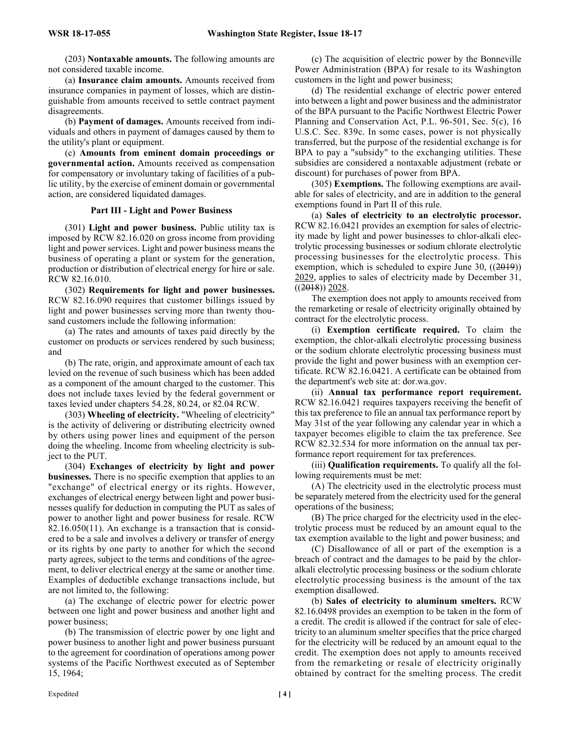(203) **Nontaxable amounts.** The following amounts are not considered taxable income.

(a) **Insurance claim amounts.** Amounts received from insurance companies in payment of losses, which are distinguishable from amounts received to settle contract payment disagreements.

(b) **Payment of damages.** Amounts received from individuals and others in payment of damages caused by them to the utility's plant or equipment.

(c) **Amounts from eminent domain proceedings or governmental action.** Amounts received as compensation for compensatory or involuntary taking of facilities of a public utility, by the exercise of eminent domain or governmental action, are considered liquidated damages.

**Part III - Light and Power Business**

(301) **Light and power business.** Public utility tax is imposed by RCW 82.16.020 on gross income from providing light and power services. Light and power business means the business of operating a plant or system for the generation, production or distribution of electrical energy for hire or sale. RCW 82.16.010.

(302) **Requirements for light and power businesses.** RCW 82.16.090 requires that customer billings issued by light and power businesses serving more than twenty thousand customers include the following information:

(a) The rates and amounts of taxes paid directly by the customer on products or services rendered by such business; and

(b) The rate, origin, and approximate amount of each tax levied on the revenue of such business which has been added as a component of the amount charged to the customer. This does not include taxes levied by the federal government or taxes levied under chapters 54.28, 80.24, or 82.04 RCW.

(303) **Wheeling of electricity.** "Wheeling of electricity" is the activity of delivering or distributing electricity owned by others using power lines and equipment of the person doing the wheeling. Income from wheeling electricity is subject to the PUT.

(304) **Exchanges of electricity by light and power businesses.** There is no specific exemption that applies to an "exchange" of electrical energy or its rights. However, exchanges of electrical energy between light and power businesses qualify for deduction in computing the PUT as sales of power to another light and power business for resale. RCW 82.16.050(11). An exchange is a transaction that is considered to be a sale and involves a delivery or transfer of energy or its rights by one party to another for which the second party agrees, subject to the terms and conditions of the agreement, to deliver electrical energy at the same or another time. Examples of deductible exchange transactions include, but are not limited to, the following:

(a) The exchange of electric power for electric power between one light and power business and another light and power business;

(b) The transmission of electric power by one light and power business to another light and power business pursuant to the agreement for coordination of operations among power systems of the Pacific Northwest executed as of September 15, 1964;

(c) The acquisition of electric power by the Bonneville Power Administration (BPA) for resale to its Washington customers in the light and power business;

(d) The residential exchange of electric power entered into between a light and power business and the administrator of the BPA pursuant to the Pacific Northwest Electric Power Planning and Conservation Act, P.L. 96-501, Sec. 5(c), 16 U.S.C. Sec. 839c. In some cases, power is not physically transferred, but the purpose of the residential exchange is for BPA to pay a "subsidy" to the exchanging utilities. These subsidies are considered a nontaxable adjustment (rebate or discount) for purchases of power from BPA.

(305) **Exemptions.** The following exemptions are available for sales of electricity, and are in addition to the general exemptions found in Part II of this rule.

(a) **Sales of electricity to an electrolytic processor.** RCW 82.16.0421 provides an exemption for sales of electricity made by light and power businesses to chlor-alkali electrolytic processing businesses or sodium chlorate electrolytic processing businesses for the electrolytic process. This exemption, which is scheduled to expire June 30, ((~~2019~~)) 2029, applies to sales of electricity made by December 31, ((~~2018~~)) 2028.

The exemption does not apply to amounts received from the remarketing or resale of electricity originally obtained by contract for the electrolytic process.

(i) **Exemption certificate required.** To claim the exemption, the chlor-alkali electrolytic processing business or the sodium chlorate electrolytic processing business must provide the light and power business with an exemption certificate. RCW 82.16.0421. A certificate can be obtained from the department's web site at: dor.wa.gov.

(ii) **Annual tax performance report requirement.** RCW 82.16.0421 requires taxpayers receiving the benefit of this tax preference to file an annual tax performance report by May 31st of the year following any calendar year in which a taxpayer becomes eligible to claim the tax preference. See RCW 82.32.534 for more information on the annual tax performance report requirement for tax preferences.

(iii) **Qualification requirements.** To qualify all the following requirements must be met:

(A) The electricity used in the electrolytic process must be separately metered from the electricity used for the general operations of the business;

(B) The price charged for the electricity used in the electrolytic process must be reduced by an amount equal to the tax exemption available to the light and power business; and

(C) Disallowance of all or part of the exemption is a breach of contract and the damages to be paid by the chlor-alkali electrolytic processing business or the sodium chlorate electrolytic processing business is the amount of the tax exemption disallowed.

(b) **Sales of electricity to aluminum smelters.** RCW 82.16.0498 provides an exemption to be taken in the form of a credit. The credit is allowed if the contract for sale of electricity to an aluminum smelter specifies that the price charged for the electricity will be reduced by an amount equal to the credit. The exemption does not apply to amounts received from the remarketing or resale of electricity originally obtained by contract for the smelting process. The credit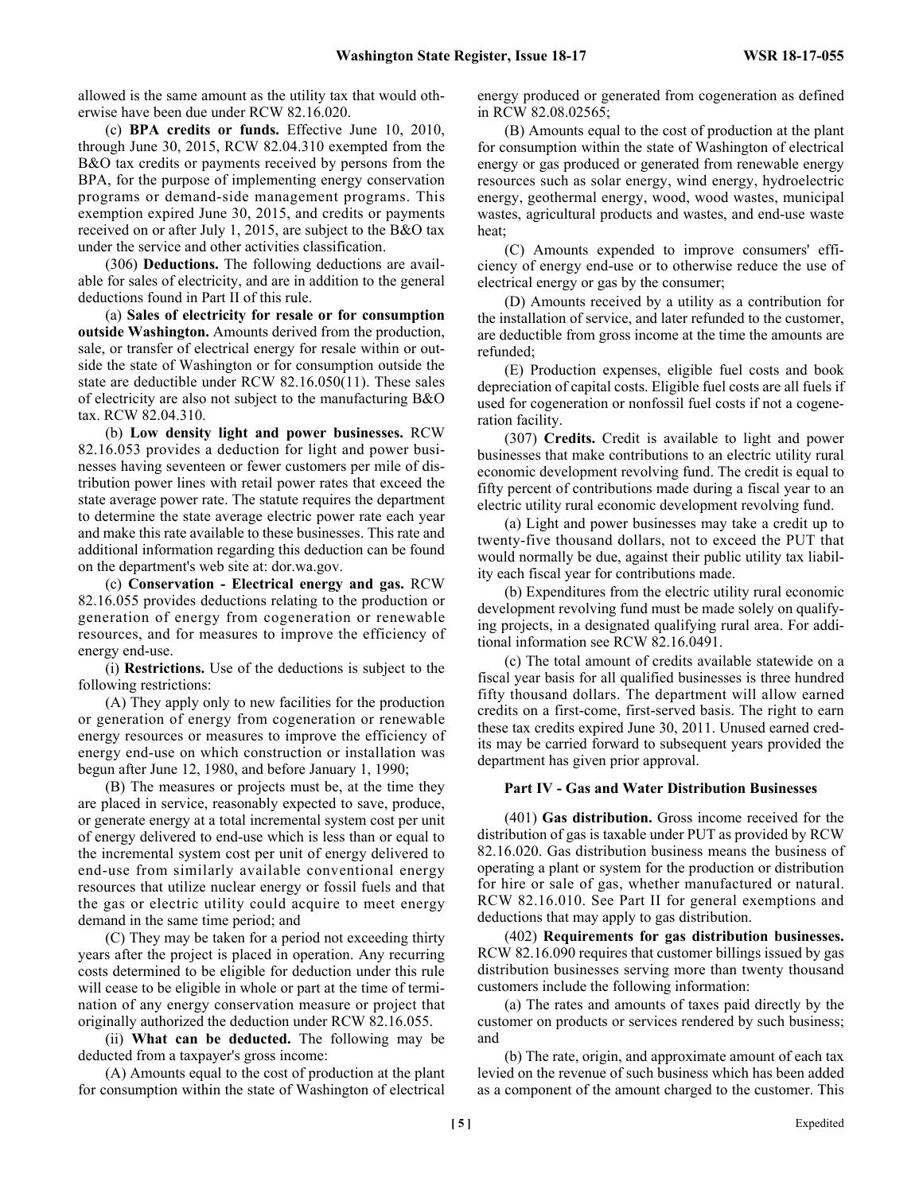allowed is the same amount as the utility tax that would otherwise have been due under RCW 82.16.020.

(c) **BPA credits or funds.** Effective June 10, 2010, through June 30, 2015, RCW 82.04.310 exempted from the B&O tax credits or payments received by persons from the BPA, for the purpose of implementing energy conservation programs or demand-side management programs. This exemption expired June 30, 2015, and credits or payments received on or after July 1, 2015, are subject to the B&O tax under the service and other activities classification.

(306) **Deductions.** The following deductions are available for sales of electricity, and are in addition to the general deductions found in Part II of this rule.

(a) **Sales of electricity for resale or for consumption outside Washington.** Amounts derived from the production, sale, or transfer of electrical energy for resale within or outside the state of Washington or for consumption outside the state are deductible under RCW 82.16.050(11). These sales of electricity are also not subject to the manufacturing B&O tax. RCW 82.04.310.

(b) **Low density light and power businesses.** RCW 82.16.053 provides a deduction for light and power businesses having seventeen or fewer customers per mile of distribution power lines with retail power rates that exceed the state average power rate. The statute requires the department to determine the state average electric power rate each year and make this rate available to these businesses. This rate and additional information regarding this deduction can be found on the department's web site at: dor.wa.gov.

(c) **Conservation - Electrical energy and gas.** RCW 82.16.055 provides deductions relating to the production or generation of energy from cogeneration or renewable resources, and for measures to improve the efficiency of energy end-use.

(i) **Restrictions.** Use of the deductions is subject to the following restrictions:

(A) They apply only to new facilities for the production or generation of energy from cogeneration or renewable energy resources or measures to improve the efficiency of energy end-use on which construction or installation was begun after June 12, 1980, and before January 1, 1990;

(B) The measures or projects must be, at the time they are placed in service, reasonably expected to save, produce, or generate energy at a total incremental system cost per unit of energy delivered to end-use which is less than or equal to the incremental system cost per unit of energy delivered to end-use from similarly available conventional energy resources that utilize nuclear energy or fossil fuels and that the gas or electric utility could acquire to meet energy demand in the same time period; and

(C) They may be taken for a period not exceeding thirty years after the project is placed in operation. Any recurring costs determined to be eligible for deduction under this rule will cease to be eligible in whole or part at the time of termination of any energy conservation measure or project that originally authorized the deduction under RCW 82.16.055.

(ii) **What can be deducted.** The following may be deducted from a taxpayer's gross income:

(A) Amounts equal to the cost of production at the plant for consumption within the state of Washington of electrical energy produced or generated from cogeneration as defined in RCW 82.08.02565;

(B) Amounts equal to the cost of production at the plant for consumption within the state of Washington of electrical energy or gas produced or generated from renewable energy resources such as solar energy, wind energy, hydroelectric energy, geothermal energy, wood, wood wastes, municipal wastes, agricultural products and wastes, and end-use waste heat;

(C) Amounts expended to improve consumers' efficiency of energy end-use or to otherwise reduce the use of electrical energy or gas by the consumer;

(D) Amounts received by a utility as a contribution for the installation of service, and later refunded to the customer, are deductible from gross income at the time the amounts are refunded;

(E) Production expenses, eligible fuel costs and book depreciation of capital costs. Eligible fuel costs are all fuels if used for cogeneration or nonfossil fuel costs if not a cogeneration facility.

(307) **Credits.** Credit is available to light and power businesses that make contributions to an electric utility rural economic development revolving fund. The credit is equal to fifty percent of contributions made during a fiscal year to an electric utility rural economic development revolving fund.

(a) Light and power businesses may take a credit up to twenty-five thousand dollars, not to exceed the PUT that would normally be due, against their public utility tax liability each fiscal year for contributions made.

(b) Expenditures from the electric utility rural economic development revolving fund must be made solely on qualifying projects, in a designated qualifying rural area. For additional information see RCW 82.16.0491.

(c) The total amount of credits available statewide on a fiscal year basis for all qualified businesses is three hundred fifty thousand dollars. The department will allow earned credits on a first-come, first-served basis. The right to earn these tax credits expired June 30, 2011. Unused earned credits may be carried forward to subsequent years provided the department has given prior approval.

### Part IV - Gas and Water Distribution Businesses

(401) **Gas distribution.** Gross income received for the distribution of gas is taxable under PUT as provided by RCW 82.16.020. Gas distribution business means the business of operating a plant or system for the production or distribution for hire or sale of gas, whether manufactured or natural. RCW 82.16.010. See Part II for general exemptions and deductions that may apply to gas distribution.

(402) **Requirements for gas distribution businesses.** RCW 82.16.090 requires that customer billings issued by gas distribution businesses serving more than twenty thousand customers include the following information:

(a) The rates and amounts of taxes paid directly by the customer on products or services rendered by such business; and

(b) The rate, origin, and approximate amount of each tax levied on the revenue of such business which has been added as a component of the amount charged to the customer. This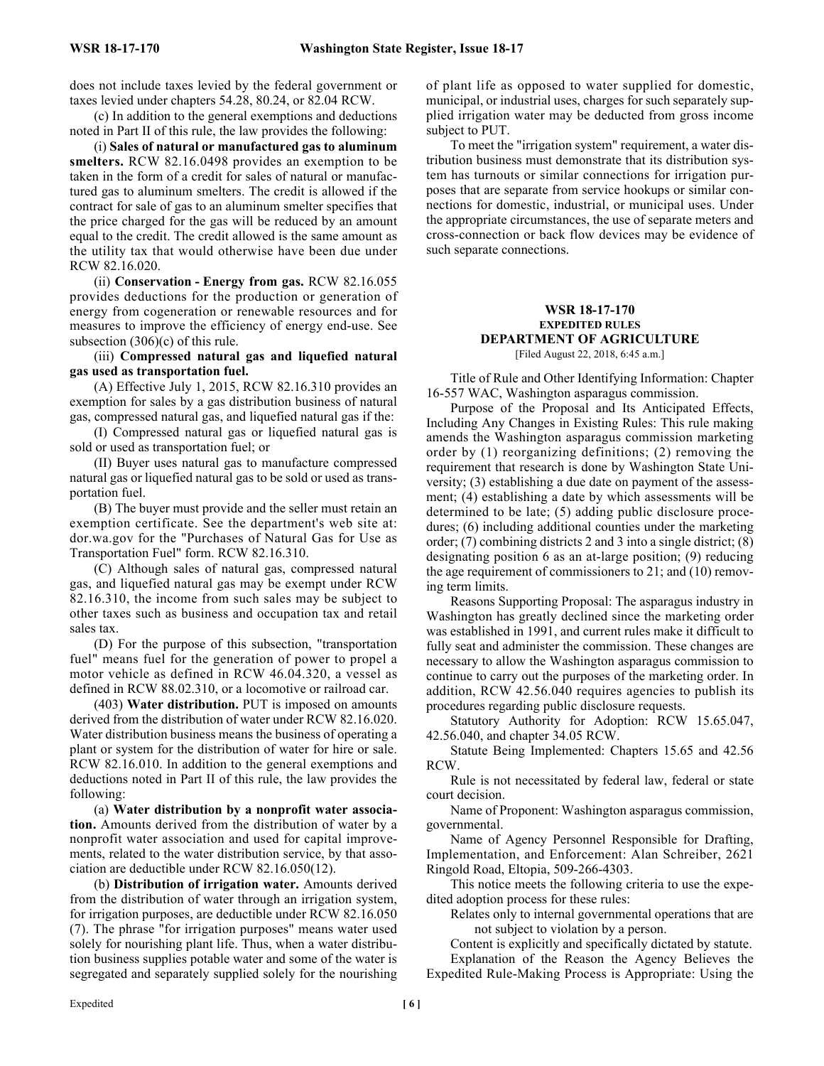does not include taxes levied by the federal government or taxes levied under chapters 54.28, 80.24, or 82.04 RCW.

(c) In addition to the general exemptions and deductions noted in Part II of this rule, the law provides the following:

(i) **Sales of natural or manufactured gas to aluminum smelters.** RCW 82.16.0498 provides an exemption to be taken in the form of a credit for sales of natural or manufactured gas to aluminum smelters. The credit is allowed if the contract for sale of gas to an aluminum smelter specifies that the price charged for the gas will be reduced by an amount equal to the credit. The credit allowed is the same amount as the utility tax that would otherwise have been due under RCW 82.16.020.

(ii) **Conservation - Energy from gas.** RCW 82.16.055 provides deductions for the production or generation of energy from cogeneration or renewable resources and for measures to improve the efficiency of energy end-use. See subsection (306)(c) of this rule.

(iii) **Compressed natural gas and liquefied natural gas used as transportation fuel.**

(A) Effective July 1, 2015, RCW 82.16.310 provides an exemption for sales by a gas distribution business of natural gas, compressed natural gas, and liquefied natural gas if the:

(I) Compressed natural gas or liquefied natural gas is sold or used as transportation fuel; or

(II) Buyer uses natural gas to manufacture compressed natural gas or liquefied natural gas to be sold or used as transportation fuel.

(B) The buyer must provide and the seller must retain an exemption certificate. See the department's web site at: dor.wa.gov for the "Purchases of Natural Gas for Use as Transportation Fuel" form. RCW 82.16.310.

(C) Although sales of natural gas, compressed natural gas, and liquefied natural gas may be exempt under RCW 82.16.310, the income from such sales may be subject to other taxes such as business and occupation tax and retail sales tax.

(D) For the purpose of this subsection, "transportation fuel" means fuel for the generation of power to propel a motor vehicle as defined in RCW 46.04.320, a vessel as defined in RCW 88.02.310, or a locomotive or railroad car.

(403) **Water distribution.** PUT is imposed on amounts derived from the distribution of water under RCW 82.16.020. Water distribution business means the business of operating a plant or system for the distribution of water for hire or sale. RCW 82.16.010. In addition to the general exemptions and deductions noted in Part II of this rule, the law provides the following:

(a) **Water distribution by a nonprofit water association.** Amounts derived from the distribution of water by a nonprofit water association and used for capital improvements, related to the water distribution service, by that association are deductible under RCW 82.16.050(12).

(b) **Distribution of irrigation water.** Amounts derived from the distribution of water through an irrigation system, for irrigation purposes, are deductible under RCW 82.16.050 (7). The phrase "for irrigation purposes" means water used solely for nourishing plant life. Thus, when a water distribution business supplies potable water and some of the water is segregated and separately supplied solely for the nourishing of plant life as opposed to water supplied for domestic, municipal, or industrial uses, charges for such separately supplied irrigation water may be deducted from gross income subject to PUT.

To meet the "irrigation system" requirement, a water distribution business must demonstrate that its distribution system has turnouts or similar connections for irrigation purposes that are separate from service hookups or similar connections for domestic, industrial, or municipal uses. Under the appropriate circumstances, the use of separate meters and cross-connection or back flow devices may be evidence of such separate connections.

## WSR 18-17-170
### EXPEDITED RULES
### DEPARTMENT OF AGRICULTURE
[Filed August 22, 2018, 6:45 a.m.]

Title of Rule and Other Identifying Information: Chapter 16-557 WAC, Washington asparagus commission.

Purpose of the Proposal and Its Anticipated Effects, Including Any Changes in Existing Rules: This rule making amends the Washington asparagus commission marketing order by (1) reorganizing definitions; (2) removing the requirement that research is done by Washington State University; (3) establishing a due date on payment of the assessment; (4) establishing a date by which assessments will be determined to be late; (5) adding public disclosure procedures; (6) including additional counties under the marketing order; (7) combining districts 2 and 3 into a single district; (8) designating position 6 as an at-large position; (9) reducing the age requirement of commissioners to 21; and (10) removing term limits.

Reasons Supporting Proposal: The asparagus industry in Washington has greatly declined since the marketing order was established in 1991, and current rules make it difficult to fully seat and administer the commission. These changes are necessary to allow the Washington asparagus commission to continue to carry out the purposes of the marketing order. In addition, RCW 42.56.040 requires agencies to publish its procedures regarding public disclosure requests.

Statutory Authority for Adoption: RCW 15.65.047, 42.56.040, and chapter 34.05 RCW.

Statute Being Implemented: Chapters 15.65 and 42.56 RCW.

Rule is not necessitated by federal law, federal or state court decision.

Name of Proponent: Washington asparagus commission, governmental.

Name of Agency Personnel Responsible for Drafting, Implementation, and Enforcement: Alan Schreiber, 2621 Ringold Road, Eltopia, 509-266-4303.

This notice meets the following criteria to use the expedited adoption process for these rules:

Relates only to internal governmental operations that are not subject to violation by a person.

Content is explicitly and specifically dictated by statute.

Explanation of the Reason the Agency Believes the Expedited Rule-Making Process is Appropriate: Using the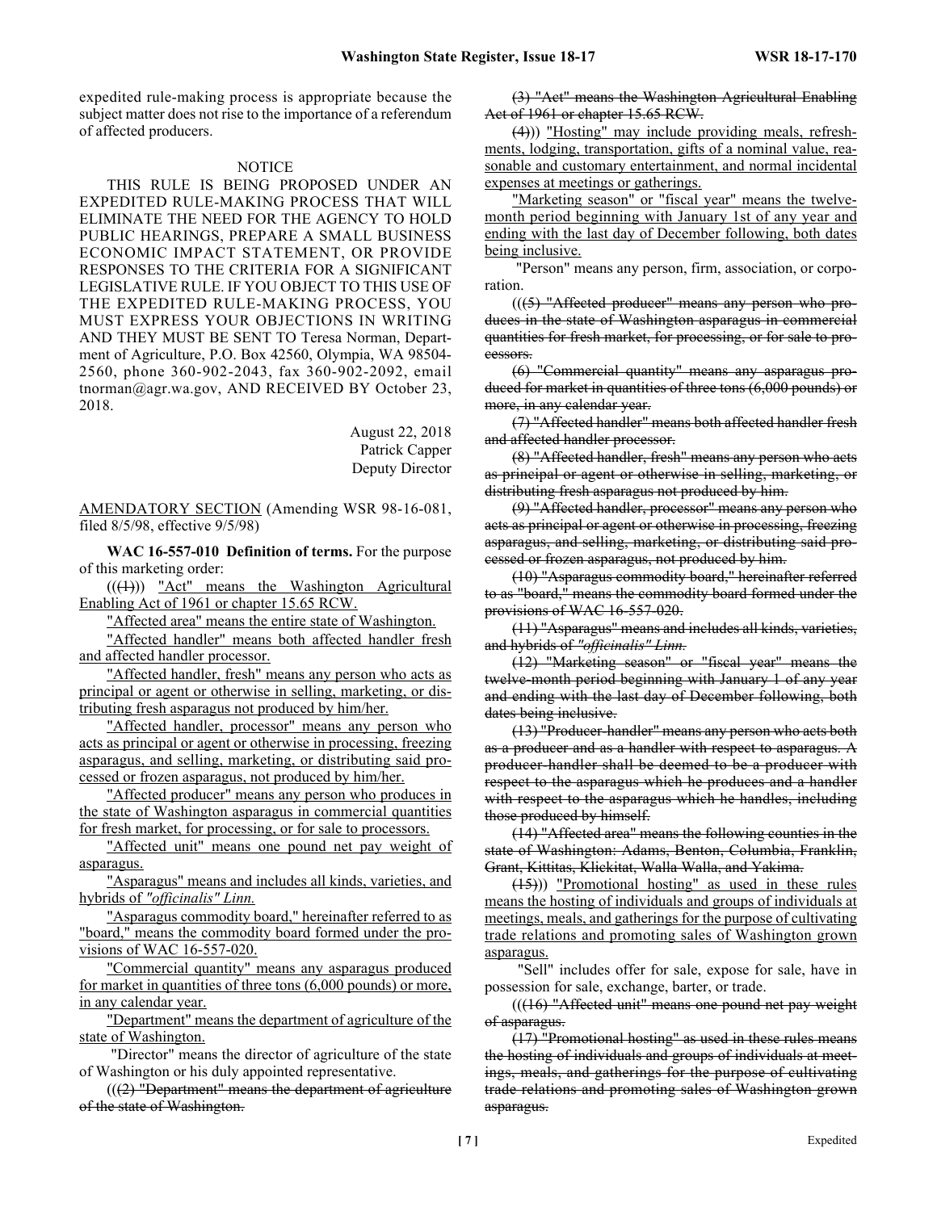expedited rule-making process is appropriate because the subject matter does not rise to the importance of a referendum of affected producers.

NOTICE

THIS RULE IS BEING PROPOSED UNDER AN EXPEDITED RULE-MAKING PROCESS THAT WILL ELIMINATE THE NEED FOR THE AGENCY TO HOLD PUBLIC HEARINGS, PREPARE A SMALL BUSINESS ECONOMIC IMPACT STATEMENT, OR PROVIDE RESPONSES TO THE CRITERIA FOR A SIGNIFICANT LEGISLATIVE RULE. IF YOU OBJECT TO THIS USE OF THE EXPEDITED RULE-MAKING PROCESS, YOU MUST EXPRESS YOUR OBJECTIONS IN WRITING AND THEY MUST BE SENT TO Teresa Norman, Department of Agriculture, P.O. Box 42560, Olympia, WA 98504-2560, phone 360-902-2043, fax 360-902-2092, email tnorman@agr.wa.gov, AND RECEIVED BY October 23, 2018.

August 22, 2018
Patrick Capper
Deputy Director

AMENDATORY SECTION (Amending WSR 98-16-081, filed 8/5/98, effective 9/5/98)

**WAC 16-557-010 Definition of terms.** For the purpose of this marketing order:

~~((1))~~ "Act" means the Washington Agricultural Enabling Act of 1961 or chapter 15.65 RCW.

"Affected area" means the entire state of Washington.

"Affected handler" means both affected handler fresh and affected handler processor.

"Affected handler, fresh" means any person who acts as principal or agent or otherwise in selling, marketing, or distributing fresh asparagus not produced by him/her.

"Affected handler, processor" means any person who acts as principal or agent or otherwise in processing, freezing asparagus, and selling, marketing, or distributing said processed or frozen asparagus, not produced by him/her.

"Affected producer" means any person who produces in the state of Washington asparagus in commercial quantities for fresh market, for processing, or for sale to processors.

"Affected unit" means one pound net pay weight of asparagus.

"Asparagus" means and includes all kinds, varieties, and hybrids of *"officinalis" Linn.*

"Asparagus commodity board," hereinafter referred to as "board," means the commodity board formed under the provisions of WAC 16-557-020.

"Commercial quantity" means any asparagus produced for market in quantities of three tons (6,000 pounds) or more, in any calendar year.

"Department" means the department of agriculture of the state of Washington.

"Director" means the director of agriculture of the state of Washington or his duly appointed representative.

((~~(2) "Department" means the department of agriculture of the state of Washington.~~

~~(3) "Act" means the Washington Agricultural Enabling Act of 1961 or chapter 15.65 RCW.~~

~~(4)~~)) "Hosting" may include providing meals, refreshments, lodging, transportation, gifts of a nominal value, reasonable and customary entertainment, and normal incidental expenses at meetings or gatherings.

"Marketing season" or "fiscal year" means the twelve-month period beginning with January 1st of any year and ending with the last day of December following, both dates being inclusive.

"Person" means any person, firm, association, or corporation.

((~~(5) "Affected producer" means any person who produces in the state of Washington asparagus in commercial quantities for fresh market, for processing, or for sale to processors.~~

~~(6) "Commercial quantity" means any asparagus produced for market in quantities of three tons (6,000 pounds) or more, in any calendar year.~~

~~(7) "Affected handler" means both affected handler fresh and affected handler processor.~~

~~(8) "Affected handler, fresh" means any person who acts as principal or agent or otherwise in selling, marketing, or distributing fresh asparagus not produced by him.~~

~~(9) "Affected handler, processor" means any person who acts as principal or agent or otherwise in processing, freezing asparagus, and selling, marketing, or distributing said processed or frozen asparagus, not produced by him.~~

~~(10) "Asparagus commodity board," hereinafter referred to as "board," means the commodity board formed under the provisions of WAC 16-557-020.~~

~~(11) "Asparagus" means and includes all kinds, varieties, and hybrids of *"officinalis" Linn.*~~

~~(12) "Marketing season" or "fiscal year" means the twelve-month period beginning with January 1 of any year and ending with the last day of December following, both dates being inclusive.~~

~~(13) "Producer-handler" means any person who acts both as a producer and as a handler with respect to asparagus. A producer-handler shall be deemed to be a producer with respect to the asparagus which he produces and a handler with respect to the asparagus which he handles, including those produced by himself.~~

~~(14) "Affected area" means the following counties in the state of Washington: Adams, Benton, Columbia, Franklin, Grant, Kittitas, Klickitat, Walla Walla, and Yakima.~~

~~(15)~~)) "Promotional hosting" as used in these rules means the hosting of individuals and groups of individuals at meetings, meals, and gatherings for the purpose of cultivating trade relations and promoting sales of Washington grown asparagus.

"Sell" includes offer for sale, expose for sale, have in possession for sale, exchange, barter, or trade.

((~~(16) "Affected unit" means one pound net pay weight of asparagus.~~

~~(17) "Promotional hosting" as used in these rules means the hosting of individuals and groups of individuals at meetings, meals, and gatherings for the purpose of cultivating trade relations and promoting sales of Washington grown asparagus.~~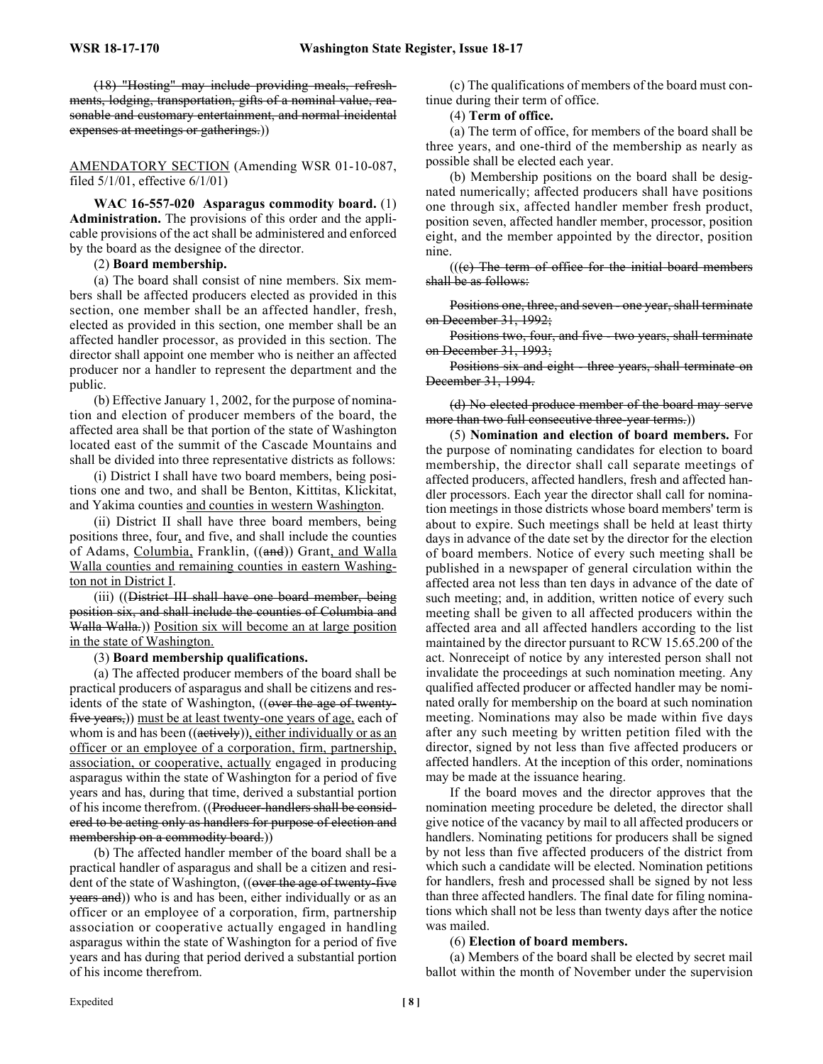(18) "Hosting" may include providing meals, refreshments, lodging, transportation, gifts of a nominal value, reasonable and customary entertainment, and normal incidental expenses at meetings or gatherings.))

AMENDATORY SECTION (Amending WSR 01-10-087, filed 5/1/01, effective 6/1/01)

**WAC 16-557-020 Asparagus commodity board.** (1) **Administration.** The provisions of this order and the applicable provisions of the act shall be administered and enforced by the board as the designee of the director.

(2) **Board membership.**

(a) The board shall consist of nine members. Six members shall be affected producers elected as provided in this section, one member shall be an affected handler, fresh, elected as provided in this section, one member shall be an affected handler processor, as provided in this section. The director shall appoint one member who is neither an affected producer nor a handler to represent the department and the public.

(b) Effective January 1, 2002, for the purpose of nomination and election of producer members of the board, the affected area shall be that portion of the state of Washington located east of the summit of the Cascade Mountains and shall be divided into three representative districts as follows:

(i) District I shall have two board members, being positions one and two, and shall be Benton, Kittitas, Klickitat, and Yakima counties and counties in western Washington.

(ii) District II shall have three board members, being positions three, four, and five, and shall include the counties of Adams, Columbia, Franklin, ((and)) Grant, and Walla Walla counties and remaining counties in eastern Washington not in District I.

(iii) ((District III shall have one board member, being position six, and shall include the counties of Columbia and Walla Walla.)) Position six will become an at large position in the state of Washington.

(3) **Board membership qualifications.**

(a) The affected producer members of the board shall be practical producers of asparagus and shall be citizens and residents of the state of Washington, ((over the age of twenty-five years,)) must be at least twenty-one years of age, each of whom is and has been ((actively)), either individually or as an officer or an employee of a corporation, firm, partnership, association, or cooperative, actually engaged in producing asparagus within the state of Washington for a period of five years and has, during that time, derived a substantial portion of his income therefrom. ((Producer-handlers shall be considered to be acting only as handlers for purpose of election and membership on a commodity board.))

(b) The affected handler member of the board shall be a practical handler of asparagus and shall be a citizen and resident of the state of Washington, ((over the age of twenty-five years and)) who is and has been, either individually or as an officer or an employee of a corporation, firm, partnership association or cooperative actually engaged in handling asparagus within the state of Washington for a period of five years and has during that period derived a substantial portion of his income therefrom.

(c) The qualifications of members of the board must continue during their term of office.

(4) **Term of office.**

(a) The term of office, for members of the board shall be three years, and one-third of the membership as nearly as possible shall be elected each year.

(b) Membership positions on the board shall be designated numerically; affected producers shall have positions one through six, affected handler member fresh product, position seven, affected handler member, processor, position eight, and the member appointed by the director, position nine.

(((c) The term of office for the initial board members shall be as follows:

Positions one, three, and seven - one year, shall terminate on December 31, 1992;

Positions two, four, and five - two years, shall terminate on December 31, 1993;

Positions six and eight - three years, shall terminate on December 31, 1994.

(d) No elected produce member of the board may serve more than two full consecutive three-year terms.))

(5) **Nomination and election of board members.** For the purpose of nominating candidates for election to board membership, the director shall call separate meetings of affected producers, affected handlers, fresh and affected handler processors. Each year the director shall call for nomination meetings in those districts whose board members' term is about to expire. Such meetings shall be held at least thirty days in advance of the date set by the director for the election of board members. Notice of every such meeting shall be published in a newspaper of general circulation within the affected area not less than ten days in advance of the date of such meeting; and, in addition, written notice of every such meeting shall be given to all affected producers within the affected area and all affected handlers according to the list maintained by the director pursuant to RCW 15.65.200 of the act. Nonreceipt of notice by any interested person shall not invalidate the proceedings at such nomination meeting. Any qualified affected producer or affected handler may be nominated orally for membership on the board at such nomination meeting. Nominations may also be made within five days after any such meeting by written petition filed with the director, signed by not less than five affected producers or affected handlers. At the inception of this order, nominations may be made at the issuance hearing.

If the board moves and the director approves that the nomination meeting procedure be deleted, the director shall give notice of the vacancy by mail to all affected producers or handlers. Nominating petitions for producers shall be signed by not less than five affected producers of the district from which such a candidate will be elected. Nomination petitions for handlers, fresh and processed shall be signed by not less than three affected handlers. The final date for filing nominations which shall not be less than twenty days after the notice was mailed.

(6) **Election of board members.**

(a) Members of the board shall be elected by secret mail ballot within the month of November under the supervision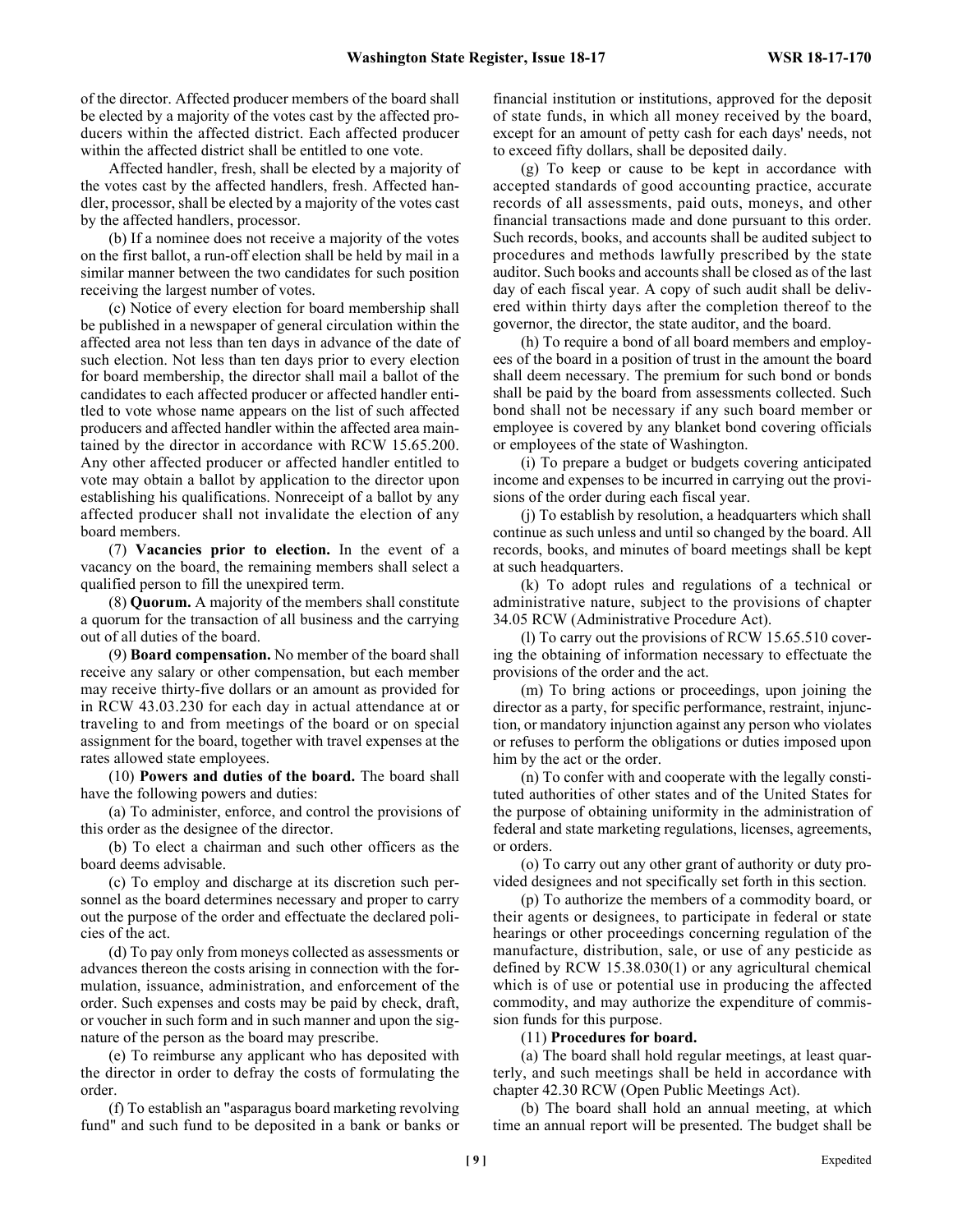of the director. Affected producer members of the board shall be elected by a majority of the votes cast by the affected producers within the affected district. Each affected producer within the affected district shall be entitled to one vote.

Affected handler, fresh, shall be elected by a majority of the votes cast by the affected handlers, fresh. Affected handler, processor, shall be elected by a majority of the votes cast by the affected handlers, processor.

(b) If a nominee does not receive a majority of the votes on the first ballot, a run-off election shall be held by mail in a similar manner between the two candidates for such position receiving the largest number of votes.

(c) Notice of every election for board membership shall be published in a newspaper of general circulation within the affected area not less than ten days in advance of the date of such election. Not less than ten days prior to every election for board membership, the director shall mail a ballot of the candidates to each affected producer or affected handler entitled to vote whose name appears on the list of such affected producers and affected handler within the affected area maintained by the director in accordance with RCW 15.65.200. Any other affected producer or affected handler entitled to vote may obtain a ballot by application to the director upon establishing his qualifications. Nonreceipt of a ballot by any affected producer shall not invalidate the election of any board members.

(7) **Vacancies prior to election.** In the event of a vacancy on the board, the remaining members shall select a qualified person to fill the unexpired term.

(8) **Quorum.** A majority of the members shall constitute a quorum for the transaction of all business and the carrying out of all duties of the board.

(9) **Board compensation.** No member of the board shall receive any salary or other compensation, but each member may receive thirty-five dollars or an amount as provided for in RCW 43.03.230 for each day in actual attendance at or traveling to and from meetings of the board or on special assignment for the board, together with travel expenses at the rates allowed state employees.

(10) **Powers and duties of the board.** The board shall have the following powers and duties:

(a) To administer, enforce, and control the provisions of this order as the designee of the director.

(b) To elect a chairman and such other officers as the board deems advisable.

(c) To employ and discharge at its discretion such personnel as the board determines necessary and proper to carry out the purpose of the order and effectuate the declared policies of the act.

(d) To pay only from moneys collected as assessments or advances thereon the costs arising in connection with the formulation, issuance, administration, and enforcement of the order. Such expenses and costs may be paid by check, draft, or voucher in such form and in such manner and upon the signature of the person as the board may prescribe.

(e) To reimburse any applicant who has deposited with the director in order to defray the costs of formulating the order.

(f) To establish an "asparagus board marketing revolving fund" and such fund to be deposited in a bank or banks or financial institution or institutions, approved for the deposit of state funds, in which all money received by the board, except for an amount of petty cash for each days' needs, not to exceed fifty dollars, shall be deposited daily.

(g) To keep or cause to be kept in accordance with accepted standards of good accounting practice, accurate records of all assessments, paid outs, moneys, and other financial transactions made and done pursuant to this order. Such records, books, and accounts shall be audited subject to procedures and methods lawfully prescribed by the state auditor. Such books and accounts shall be closed as of the last day of each fiscal year. A copy of such audit shall be delivered within thirty days after the completion thereof to the governor, the director, the state auditor, and the board.

(h) To require a bond of all board members and employees of the board in a position of trust in the amount the board shall deem necessary. The premium for such bond or bonds shall be paid by the board from assessments collected. Such bond shall not be necessary if any such board member or employee is covered by any blanket bond covering officials or employees of the state of Washington.

(i) To prepare a budget or budgets covering anticipated income and expenses to be incurred in carrying out the provisions of the order during each fiscal year.

(j) To establish by resolution, a headquarters which shall continue as such unless and until so changed by the board. All records, books, and minutes of board meetings shall be kept at such headquarters.

(k) To adopt rules and regulations of a technical or administrative nature, subject to the provisions of chapter 34.05 RCW (Administrative Procedure Act).

(l) To carry out the provisions of RCW 15.65.510 covering the obtaining of information necessary to effectuate the provisions of the order and the act.

(m) To bring actions or proceedings, upon joining the director as a party, for specific performance, restraint, injunction, or mandatory injunction against any person who violates or refuses to perform the obligations or duties imposed upon him by the act or the order.

(n) To confer with and cooperate with the legally constituted authorities of other states and of the United States for the purpose of obtaining uniformity in the administration of federal and state marketing regulations, licenses, agreements, or orders.

(o) To carry out any other grant of authority or duty provided designees and not specifically set forth in this section.

(p) To authorize the members of a commodity board, or their agents or designees, to participate in federal or state hearings or other proceedings concerning regulation of the manufacture, distribution, sale, or use of any pesticide as defined by RCW 15.38.030(1) or any agricultural chemical which is of use or potential use in producing the affected commodity, and may authorize the expenditure of commission funds for this purpose.

(11) **Procedures for board.**

(a) The board shall hold regular meetings, at least quarterly, and such meetings shall be held in accordance with chapter 42.30 RCW (Open Public Meetings Act).

(b) The board shall hold an annual meeting, at which time an annual report will be presented. The budget shall be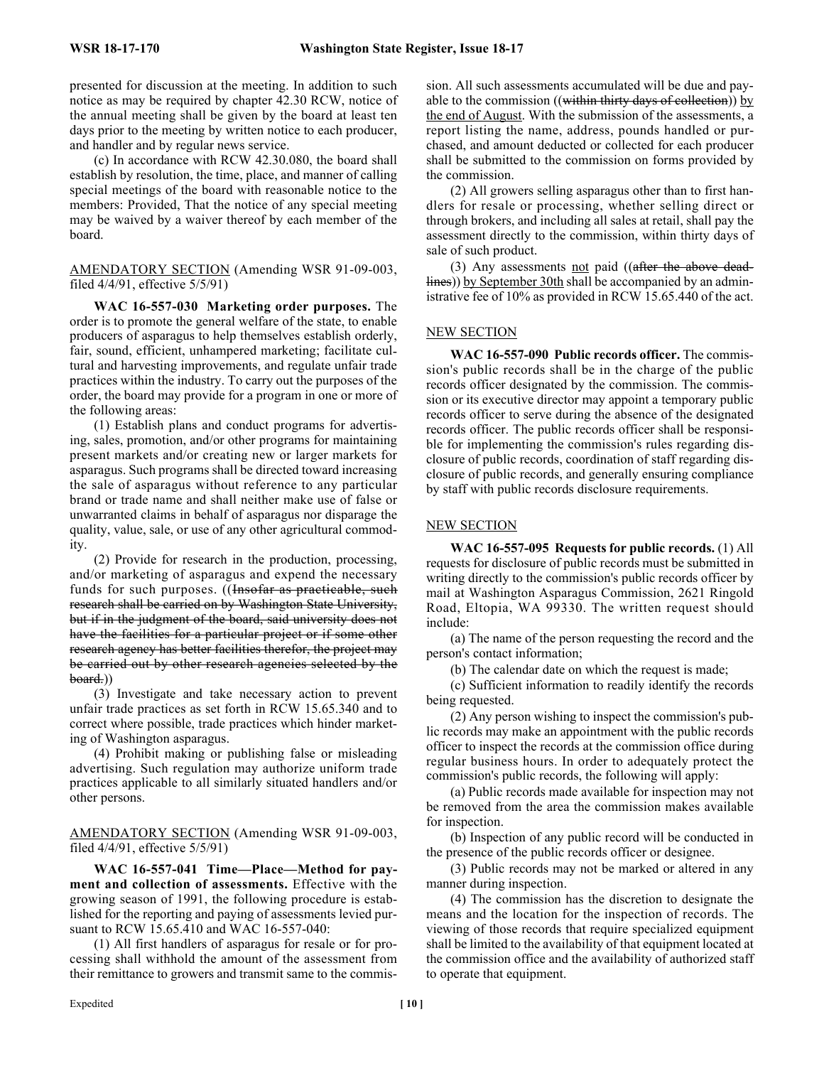presented for discussion at the meeting. In addition to such notice as may be required by chapter 42.30 RCW, notice of the annual meeting shall be given by the board at least ten days prior to the meeting by written notice to each producer, and handler and by regular news service.

(c) In accordance with RCW 42.30.080, the board shall establish by resolution, the time, place, and manner of calling special meetings of the board with reasonable notice to the members: Provided, That the notice of any special meeting may be waived by a waiver thereof by each member of the board.

AMENDATORY SECTION (Amending WSR 91-09-003, filed 4/4/91, effective 5/5/91)

**WAC 16-557-030 Marketing order purposes.** The order is to promote the general welfare of the state, to enable producers of asparagus to help themselves establish orderly, fair, sound, efficient, unhampered marketing; facilitate cultural and harvesting improvements, and regulate unfair trade practices within the industry. To carry out the purposes of the order, the board may provide for a program in one or more of the following areas:

(1) Establish plans and conduct programs for advertising, sales, promotion, and/or other programs for maintaining present markets and/or creating new or larger markets for asparagus. Such programs shall be directed toward increasing the sale of asparagus without reference to any particular brand or trade name and shall neither make use of false or unwarranted claims in behalf of asparagus nor disparage the quality, value, sale, or use of any other agricultural commodity.

(2) Provide for research in the production, processing, and/or marketing of asparagus and expend the necessary funds for such purposes. ((~~Insofar as practicable, such research shall be carried on by Washington State University, but if in the judgment of the board, said university does not have the facilities for a particular project or if some other research agency has better facilities therefor, the project may be carried out by other research agencies selected by the board.~~))

(3) Investigate and take necessary action to prevent unfair trade practices as set forth in RCW 15.65.340 and to correct where possible, trade practices which hinder marketing of Washington asparagus.

(4) Prohibit making or publishing false or misleading advertising. Such regulation may authorize uniform trade practices applicable to all similarly situated handlers and/or other persons.

AMENDATORY SECTION (Amending WSR 91-09-003, filed 4/4/91, effective 5/5/91)

**WAC 16-557-041 Time—Place—Method for payment and collection of assessments.** Effective with the growing season of 1991, the following procedure is established for the reporting and paying of assessments levied pursuant to RCW 15.65.410 and WAC 16-557-040:

(1) All first handlers of asparagus for resale or for processing shall withhold the amount of the assessment from their remittance to growers and transmit same to the commission. All such assessments accumulated will be due and payable to the commission ((~~within thirty days of collection~~)) by the end of August. With the submission of the assessments, a report listing the name, address, pounds handled or purchased, and amount deducted or collected for each producer shall be submitted to the commission on forms provided by the commission.

(2) All growers selling asparagus other than to first handlers for resale or processing, whether selling direct or through brokers, and including all sales at retail, shall pay the assessment directly to the commission, within thirty days of sale of such product.

(3) Any assessments not paid ((~~after the above deadlines~~)) by September 30th shall be accompanied by an administrative fee of 10% as provided in RCW 15.65.440 of the act.

NEW SECTION

**WAC 16-557-090 Public records officer.** The commission's public records shall be in the charge of the public records officer designated by the commission. The commission or its executive director may appoint a temporary public records officer to serve during the absence of the designated records officer. The public records officer shall be responsible for implementing the commission's rules regarding disclosure of public records, coordination of staff regarding disclosure of public records, and generally ensuring compliance by staff with public records disclosure requirements.

NEW SECTION

**WAC 16-557-095 Requests for public records.** (1) All requests for disclosure of public records must be submitted in writing directly to the commission's public records officer by mail at Washington Asparagus Commission, 2621 Ringold Road, Eltopia, WA 99330. The written request should include:

(a) The name of the person requesting the record and the person's contact information;

(b) The calendar date on which the request is made;

(c) Sufficient information to readily identify the records being requested.

(2) Any person wishing to inspect the commission's public records may make an appointment with the public records officer to inspect the records at the commission office during regular business hours. In order to adequately protect the commission's public records, the following will apply:

(a) Public records made available for inspection may not be removed from the area the commission makes available for inspection.

(b) Inspection of any public record will be conducted in the presence of the public records officer or designee.

(3) Public records may not be marked or altered in any manner during inspection.

(4) The commission has the discretion to designate the means and the location for the inspection of records. The viewing of those records that require specialized equipment shall be limited to the availability of that equipment located at the commission office and the availability of authorized staff to operate that equipment.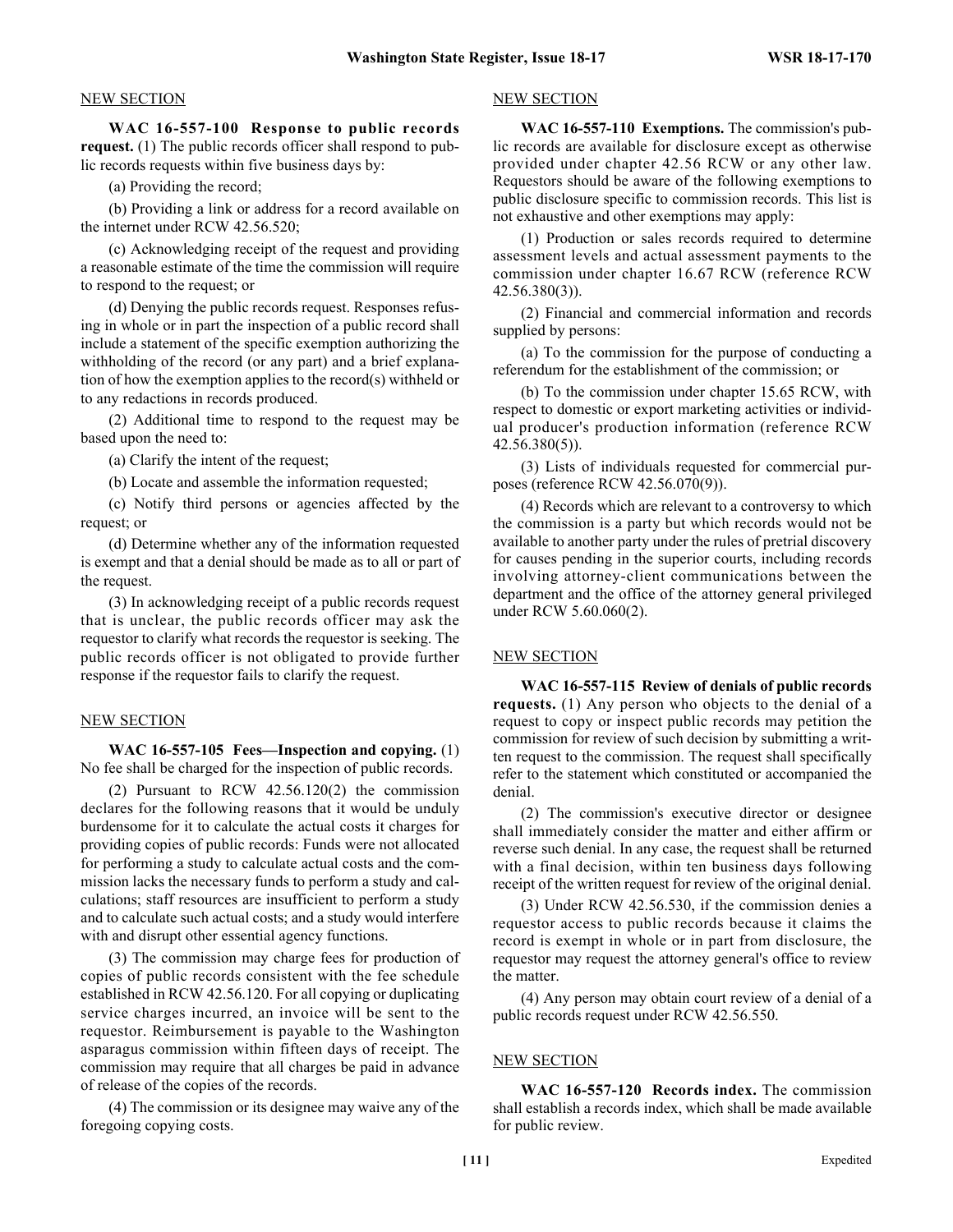NEW SECTION

**WAC 16-557-100 Response to public records request.** (1) The public records officer shall respond to public records requests within five business days by:

(a) Providing the record;

(b) Providing a link or address for a record available on the internet under RCW 42.56.520;

(c) Acknowledging receipt of the request and providing a reasonable estimate of the time the commission will require to respond to the request; or

(d) Denying the public records request. Responses refusing in whole or in part the inspection of a public record shall include a statement of the specific exemption authorizing the withholding of the record (or any part) and a brief explanation of how the exemption applies to the record(s) withheld or to any redactions in records produced.

(2) Additional time to respond to the request may be based upon the need to:

(a) Clarify the intent of the request;

(b) Locate and assemble the information requested;

(c) Notify third persons or agencies affected by the request; or

(d) Determine whether any of the information requested is exempt and that a denial should be made as to all or part of the request.

(3) In acknowledging receipt of a public records request that is unclear, the public records officer may ask the requestor to clarify what records the requestor is seeking. The public records officer is not obligated to provide further response if the requestor fails to clarify the request.

NEW SECTION

**WAC 16-557-105 Fees—Inspection and copying.** (1) No fee shall be charged for the inspection of public records.

(2) Pursuant to RCW 42.56.120(2) the commission declares for the following reasons that it would be unduly burdensome for it to calculate the actual costs it charges for providing copies of public records: Funds were not allocated for performing a study to calculate actual costs and the commission lacks the necessary funds to perform a study and calculations; staff resources are insufficient to perform a study and to calculate such actual costs; and a study would interfere with and disrupt other essential agency functions.

(3) The commission may charge fees for production of copies of public records consistent with the fee schedule established in RCW 42.56.120. For all copying or duplicating service charges incurred, an invoice will be sent to the requestor. Reimbursement is payable to the Washington asparagus commission within fifteen days of receipt. The commission may require that all charges be paid in advance of release of the copies of the records.

(4) The commission or its designee may waive any of the foregoing copying costs.

NEW SECTION

**WAC 16-557-110 Exemptions.** The commission's public records are available for disclosure except as otherwise provided under chapter 42.56 RCW or any other law. Requestors should be aware of the following exemptions to public disclosure specific to commission records. This list is not exhaustive and other exemptions may apply:

(1) Production or sales records required to determine assessment levels and actual assessment payments to the commission under chapter 16.67 RCW (reference RCW 42.56.380(3)).

(2) Financial and commercial information and records supplied by persons:

(a) To the commission for the purpose of conducting a referendum for the establishment of the commission; or

(b) To the commission under chapter 15.65 RCW, with respect to domestic or export marketing activities or individual producer's production information (reference RCW 42.56.380(5)).

(3) Lists of individuals requested for commercial purposes (reference RCW 42.56.070(9)).

(4) Records which are relevant to a controversy to which the commission is a party but which records would not be available to another party under the rules of pretrial discovery for causes pending in the superior courts, including records involving attorney-client communications between the department and the office of the attorney general privileged under RCW 5.60.060(2).

NEW SECTION

**WAC 16-557-115 Review of denials of public records requests.** (1) Any person who objects to the denial of a request to copy or inspect public records may petition the commission for review of such decision by submitting a written request to the commission. The request shall specifically refer to the statement which constituted or accompanied the denial.

(2) The commission's executive director or designee shall immediately consider the matter and either affirm or reverse such denial. In any case, the request shall be returned with a final decision, within ten business days following receipt of the written request for review of the original denial.

(3) Under RCW 42.56.530, if the commission denies a requestor access to public records because it claims the record is exempt in whole or in part from disclosure, the requestor may request the attorney general's office to review the matter.

(4) Any person may obtain court review of a denial of a public records request under RCW 42.56.550.

NEW SECTION

**WAC 16-557-120 Records index.** The commission shall establish a records index, which shall be made available for public review.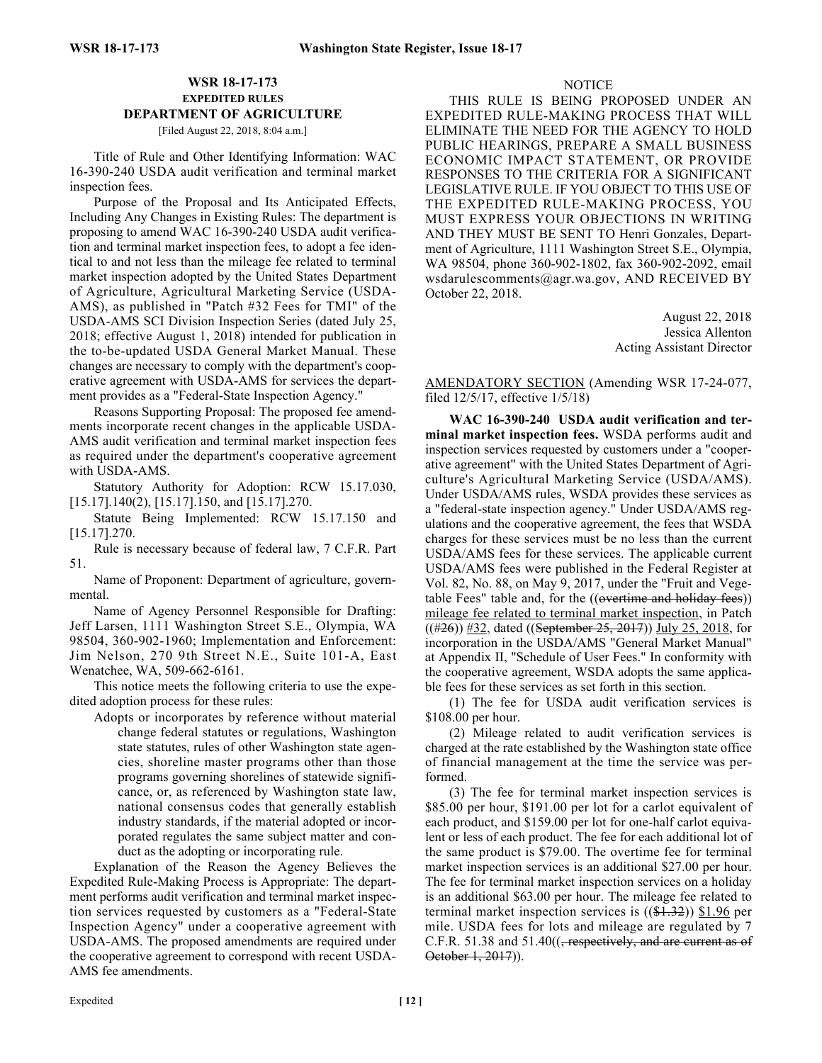**WSR 18-17-173**
**EXPEDITED RULES**
**DEPARTMENT OF AGRICULTURE**
[Filed August 22, 2018, 8:04 a.m.]

Title of Rule and Other Identifying Information: WAC 16-390-240 USDA audit verification and terminal market inspection fees.

Purpose of the Proposal and Its Anticipated Effects, Including Any Changes in Existing Rules: The department is proposing to amend WAC 16-390-240 USDA audit verification and terminal market inspection fees, to adopt a fee identical to and not less than the mileage fee related to terminal market inspection adopted by the United States Department of Agriculture, Agricultural Marketing Service (USDA-AMS), as published in "Patch #32 Fees for TMI" of the USDA-AMS SCI Division Inspection Series (dated July 25, 2018; effective August 1, 2018) intended for publication in the to-be-updated USDA General Market Manual. These changes are necessary to comply with the department's cooperative agreement with USDA-AMS for services the department provides as a "Federal-State Inspection Agency."

Reasons Supporting Proposal: The proposed fee amendments incorporate recent changes in the applicable USDA-AMS audit verification and terminal market inspection fees as required under the department's cooperative agreement with USDA-AMS.

Statutory Authority for Adoption: RCW 15.17.030, [15.17].140(2), [15.17].150, and [15.17].270.

Statute Being Implemented: RCW 15.17.150 and [15.17].270.

Rule is necessary because of federal law, 7 C.F.R. Part 51.

Name of Proponent: Department of agriculture, governmental.

Name of Agency Personnel Responsible for Drafting: Jeff Larsen, 1111 Washington Street S.E., Olympia, WA 98504, 360-902-1960; Implementation and Enforcement: Jim Nelson, 270 9th Street N.E., Suite 101-A, East Wenatchee, WA, 509-662-6161.

This notice meets the following criteria to use the expedited adoption process for these rules:

> Adopts or incorporates by reference without material change federal statutes or regulations, Washington state statutes, rules of other Washington state agencies, shoreline master programs other than those programs governing shorelines of statewide significance, or, as referenced by Washington state law, national consensus codes that generally establish industry standards, if the material adopted or incorporated regulates the same subject matter and conduct as the adopting or incorporating rule.

Explanation of the Reason the Agency Believes the Expedited Rule-Making Process is Appropriate: The department performs audit verification and terminal market inspection services requested by customers as a "Federal-State Inspection Agency" under a cooperative agreement with USDA-AMS. The proposed amendments are required under the cooperative agreement to correspond with recent USDA-AMS fee amendments.

NOTICE

THIS RULE IS BEING PROPOSED UNDER AN EXPEDITED RULE-MAKING PROCESS THAT WILL ELIMINATE THE NEED FOR THE AGENCY TO HOLD PUBLIC HEARINGS, PREPARE A SMALL BUSINESS ECONOMIC IMPACT STATEMENT, OR PROVIDE RESPONSES TO THE CRITERIA FOR A SIGNIFICANT LEGISLATIVE RULE. IF YOU OBJECT TO THIS USE OF THE EXPEDITED RULE-MAKING PROCESS, YOU MUST EXPRESS YOUR OBJECTIONS IN WRITING AND THEY MUST BE SENT TO Henri Gonzales, Department of Agriculture, 1111 Washington Street S.E., Olympia, WA 98504, phone 360-902-1802, fax 360-902-2092, email wsdarulescomments@agr.wa.gov, AND RECEIVED BY October 22, 2018.

August 22, 2018
Jessica Allenton
Acting Assistant Director

AMENDATORY SECTION (Amending WSR 17-24-077, filed 12/5/17, effective 1/5/18)

**WAC 16-390-240 USDA audit verification and terminal market inspection fees.** WSDA performs audit and inspection services requested by customers under a "cooperative agreement" with the United States Department of Agriculture's Agricultural Marketing Service (USDA/AMS). Under USDA/AMS rules, WSDA provides these services as a "federal-state inspection agency." Under USDA/AMS regulations and the cooperative agreement, the fees that WSDA charges for these services must be no less than the current USDA/AMS fees for these services. The applicable current USDA/AMS fees were published in the Federal Register at Vol. 82, No. 88, on May 9, 2017, under the "Fruit and Vegetable Fees" table and, for the ((~~overtime and holiday fees~~)) mileage fee related to terminal market inspection, in Patch ((~~#26~~)) #32, dated ((~~September 25, 2017~~)) July 25, 2018, for incorporation in the USDA/AMS "General Market Manual" at Appendix II, "Schedule of User Fees." In conformity with the cooperative agreement, WSDA adopts the same applicable fees for these services as set forth in this section.

(1) The fee for USDA audit verification services is $108.00 per hour.

(2) Mileage related to audit verification services is charged at the rate established by the Washington state office of financial management at the time the service was performed.

(3) The fee for terminal market inspection services is $85.00 per hour, $191.00 per lot for a carlot equivalent of each product, and $159.00 per lot for one-half carlot equivalent or less of each product. The fee for each additional lot of the same product is $79.00. The overtime fee for terminal market inspection services is an additional $27.00 per hour. The fee for terminal market inspection services on a holiday is an additional $63.00 per hour. The mileage fee related to terminal market inspection services is ((~~$1.32~~)) $1.96 per mile. USDA fees for lots and mileage are regulated by 7 C.F.R. 51.38 and 51.40((~~, respectively, and are current as of October 1, 2017~~)).